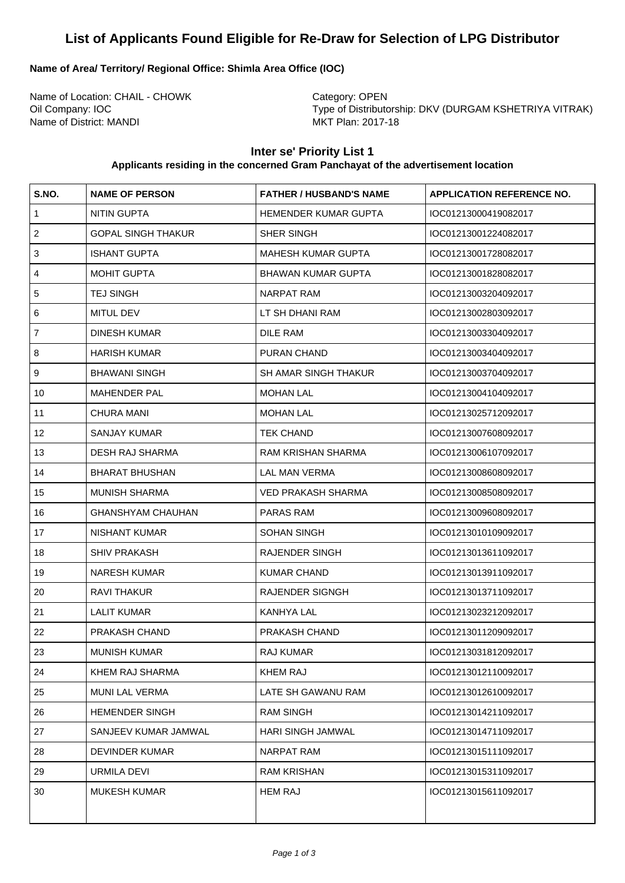# List of Applicants Found Eligible for Re-Draw for Selection of LPG Distributor

**Name of Area/ Territory/ Regional Office: Shimla Area Office (IOC)**

Name of Location: CHAIL - CHOWK
Oil Company: IOC
Name of District: MANDI

Category: OPEN
Type of Distributorship: DKV (DURGAM KSHETRIYA VITRAK)
MKT Plan: 2017-18

## Inter se' Priority List 1

### Applicants residing in the concerned Gram Panchayat of the advertisement location

| S.NO. | NAME OF PERSON | FATHER / HUSBAND'S NAME | APPLICATION REFERENCE NO. |
|---|---|---|---|
| 1 | NITIN GUPTA | HEMENDER KUMAR GUPTA | IOC01213000419082017 |
| 2 | GOPAL SINGH THAKUR | SHER SINGH | IOC01213001224082017 |
| 3 | ISHANT GUPTA | MAHESH KUMAR GUPTA | IOC01213001728082017 |
| 4 | MOHIT GUPTA | BHAWAN KUMAR GUPTA | IOC01213001828082017 |
| 5 | TEJ SINGH | NARPAT RAM | IOC01213003204092017 |
| 6 | MITUL DEV | LT SH DHANI RAM | IOC01213002803092017 |
| 7 | DINESH KUMAR | DILE RAM | IOC01213003304092017 |
| 8 | HARISH KUMAR | PURAN CHAND | IOC01213003404092017 |
| 9 | BHAWANI SINGH | SH AMAR SINGH THAKUR | IOC01213003704092017 |
| 10 | MAHENDER PAL | MOHAN LAL | IOC01213004104092017 |
| 11 | CHURA MANI | MOHAN LAL | IOC01213025712092017 |
| 12 | SANJAY KUMAR | TEK CHAND | IOC01213007608092017 |
| 13 | DESH RAJ SHARMA | RAM KRISHAN SHARMA | IOC01213006107092017 |
| 14 | BHARAT BHUSHAN | LAL MAN VERMA | IOC01213008608092017 |
| 15 | MUNISH SHARMA | VED PRAKASH SHARMA | IOC01213008508092017 |
| 16 | GHANSHYAM CHAUHAN | PARAS RAM | IOC01213009608092017 |
| 17 | NISHANT KUMAR | SOHAN SINGH | IOC01213010109092017 |
| 18 | SHIV PRAKASH | RAJENDER SINGH | IOC01213013611092017 |
| 19 | NARESH KUMAR | KUMAR CHAND | IOC01213013911092017 |
| 20 | RAVI THAKUR | RAJENDER SIGNGH | IOC01213013711092017 |
| 21 | LALIT KUMAR | KANHYA LAL | IOC01213023212092017 |
| 22 | PRAKASH CHAND | PRAKASH CHAND | IOC01213011209092017 |
| 23 | MUNISH KUMAR | RAJ KUMAR | IOC01213031812092017 |
| 24 | KHEM RAJ SHARMA | KHEM RAJ | IOC01213012110092017 |
| 25 | MUNI LAL VERMA | LATE SH GAWANU RAM | IOC01213012610092017 |
| 26 | HEMENDER SINGH | RAM SINGH | IOC01213014211092017 |
| 27 | SANJEEV KUMAR JAMWAL | HARI SINGH JAMWAL | IOC01213014711092017 |
| 28 | DEVINDER KUMAR | NARPAT RAM | IOC01213015111092017 |
| 29 | URMILA DEVI | RAM KRISHAN | IOC01213015311092017 |
| 30 | MUKESH KUMAR | HEM RAJ | IOC01213015611092017 |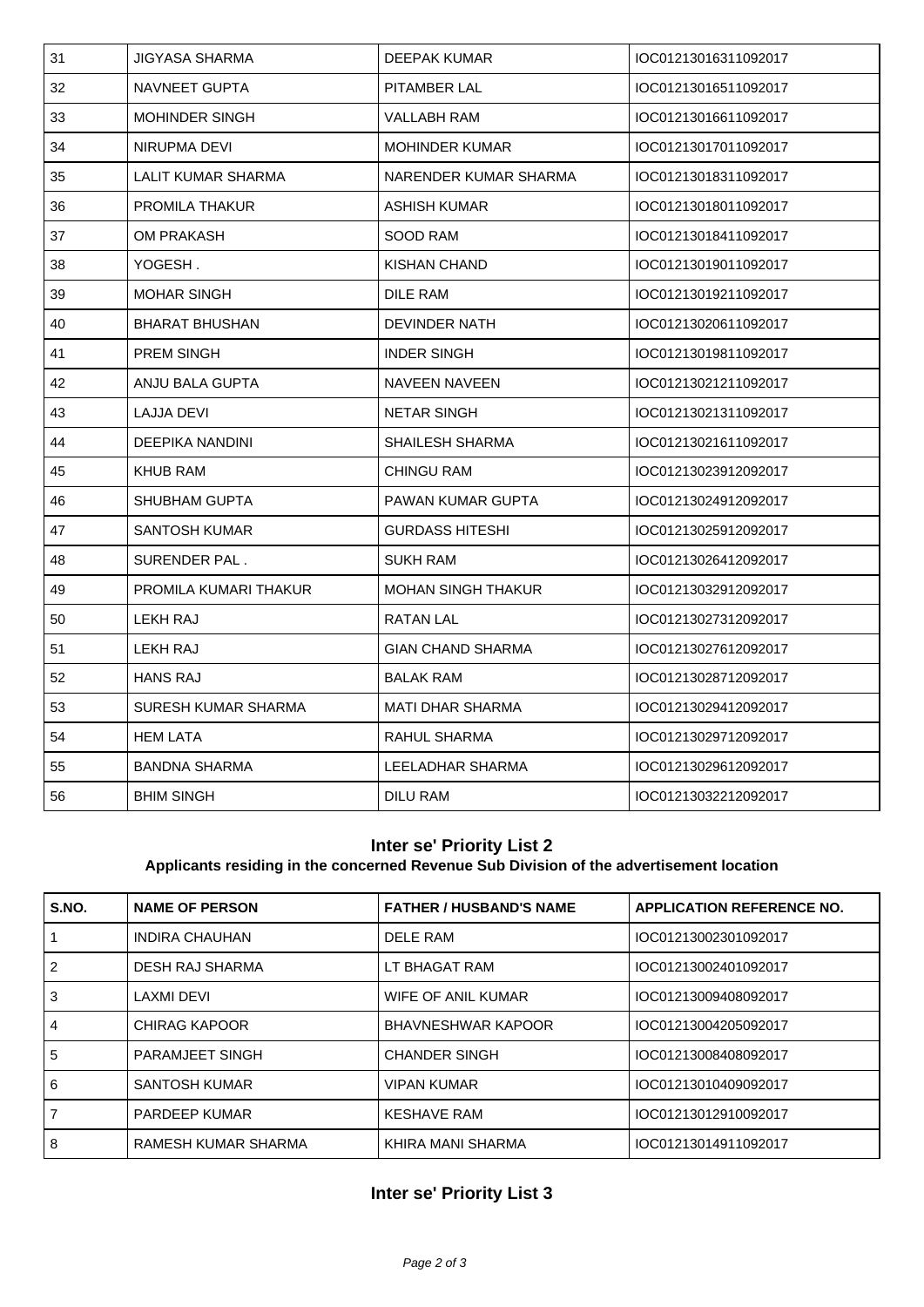| | | | |
|---|---|---|---|
| 31 | JIGYASA SHARMA | DEEPAK KUMAR | IOC01213016311092017 |
| 32 | NAVNEET GUPTA | PITAMBER LAL | IOC01213016511092017 |
| 33 | MOHINDER SINGH | VALLABH RAM | IOC01213016611092017 |
| 34 | NIRUPMA DEVI | MOHINDER KUMAR | IOC01213017011092017 |
| 35 | LALIT KUMAR SHARMA | NARENDER KUMAR SHARMA | IOC01213018311092017 |
| 36 | PROMILA THAKUR | ASHISH KUMAR | IOC01213018011092017 |
| 37 | OM PRAKASH | SOOD RAM | IOC01213018411092017 |
| 38 | YOGESH . | KISHAN CHAND | IOC01213019011092017 |
| 39 | MOHAR SINGH | DILE RAM | IOC01213019211092017 |
| 40 | BHARAT BHUSHAN | DEVINDER NATH | IOC01213020611092017 |
| 41 | PREM SINGH | INDER SINGH | IOC01213019811092017 |
| 42 | ANJU BALA GUPTA | NAVEEN NAVEEN | IOC01213021211092017 |
| 43 | LAJJA DEVI | NETAR SINGH | IOC01213021311092017 |
| 44 | DEEPIKA NANDINI | SHAILESH SHARMA | IOC01213021611092017 |
| 45 | KHUB RAM | CHINGU RAM | IOC01213023912092017 |
| 46 | SHUBHAM GUPTA | PAWAN KUMAR GUPTA | IOC01213024912092017 |
| 47 | SANTOSH KUMAR | GURDASS HITESHI | IOC01213025912092017 |
| 48 | SURENDER PAL . | SUKH RAM | IOC01213026412092017 |
| 49 | PROMILA KUMARI THAKUR | MOHAN SINGH THAKUR | IOC01213032912092017 |
| 50 | LEKH RAJ | RATAN LAL | IOC01213027312092017 |
| 51 | LEKH RAJ | GIAN CHAND SHARMA | IOC01213027612092017 |
| 52 | HANS RAJ | BALAK RAM | IOC01213028712092017 |
| 53 | SURESH KUMAR SHARMA | MATI DHAR SHARMA | IOC01213029412092017 |
| 54 | HEM LATA | RAHUL SHARMA | IOC01213029712092017 |
| 55 | BANDNA SHARMA | LEELADHAR SHARMA | IOC01213029612092017 |
| 56 | BHIM SINGH | DILU RAM | IOC01213032212092017 |

## Inter se' Priority List 2

**Applicants residing in the concerned Revenue Sub Division of the advertisement location**

| S.NO. | NAME OF PERSON | FATHER / HUSBAND'S NAME | APPLICATION REFERENCE NO. |
|---|---|---|---|
| 1 | INDIRA CHAUHAN | DELE RAM | IOC01213002301092017 |
| 2 | DESH RAJ SHARMA | LT BHAGAT RAM | IOC01213002401092017 |
| 3 | LAXMI DEVI | WIFE OF ANIL KUMAR | IOC01213009408092017 |
| 4 | CHIRAG KAPOOR | BHAVNESHWAR KAPOOR | IOC01213004205092017 |
| 5 | PARAMJEET SINGH | CHANDER SINGH | IOC01213008408092017 |
| 6 | SANTOSH KUMAR | VIPAN KUMAR | IOC01213010409092017 |
| 7 | PARDEEP KUMAR | KESHAVE RAM | IOC01213012910092017 |
| 8 | RAMESH KUMAR SHARMA | KHIRA MANI SHARMA | IOC01213014911092017 |

## Inter se' Priority List 3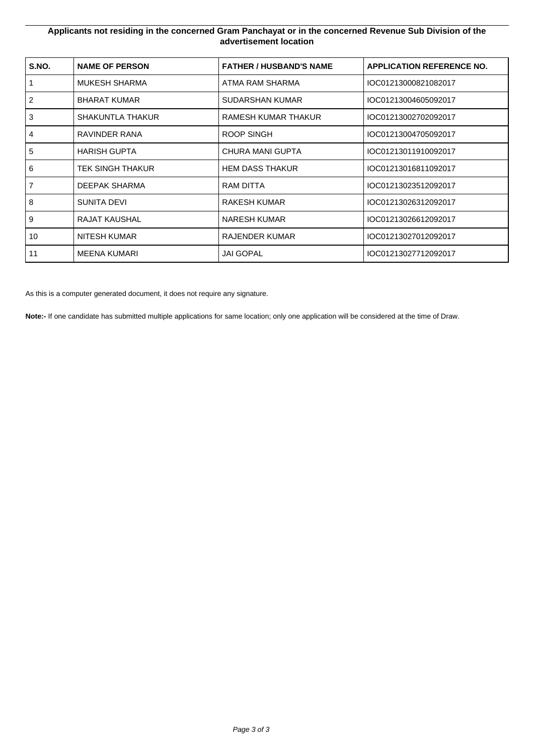**Applicants not residing in the concerned Gram Panchayat or in the concerned Revenue Sub Division of the advertisement location**

| S.NO. | NAME OF PERSON | FATHER / HUSBAND'S NAME | APPLICATION REFERENCE NO. |
|---|---|---|---|
| 1 | MUKESH SHARMA | ATMA RAM SHARMA | IOC01213000821082017 |
| 2 | BHARAT KUMAR | SUDARSHAN KUMAR | IOC01213004605092017 |
| 3 | SHAKUNTLA THAKUR | RAMESH KUMAR THAKUR | IOC01213002702092017 |
| 4 | RAVINDER RANA | ROOP SINGH | IOC01213004705092017 |
| 5 | HARISH GUPTA | CHURA MANI GUPTA | IOC01213011910092017 |
| 6 | TEK SINGH THAKUR | HEM DASS THAKUR | IOC01213016811092017 |
| 7 | DEEPAK SHARMA | RAM DITTA | IOC01213023512092017 |
| 8 | SUNITA DEVI | RAKESH KUMAR | IOC01213026312092017 |
| 9 | RAJAT KAUSHAL | NARESH KUMAR | IOC01213026612092017 |
| 10 | NITESH KUMAR | RAJENDER KUMAR | IOC01213027012092017 |
| 11 | MEENA KUMARI | JAI GOPAL | IOC01213027712092017 |

As this is a computer generated document, it does not require any signature.

**Note:-** If one candidate has submitted multiple applications for same location; only one application will be considered at the time of Draw.